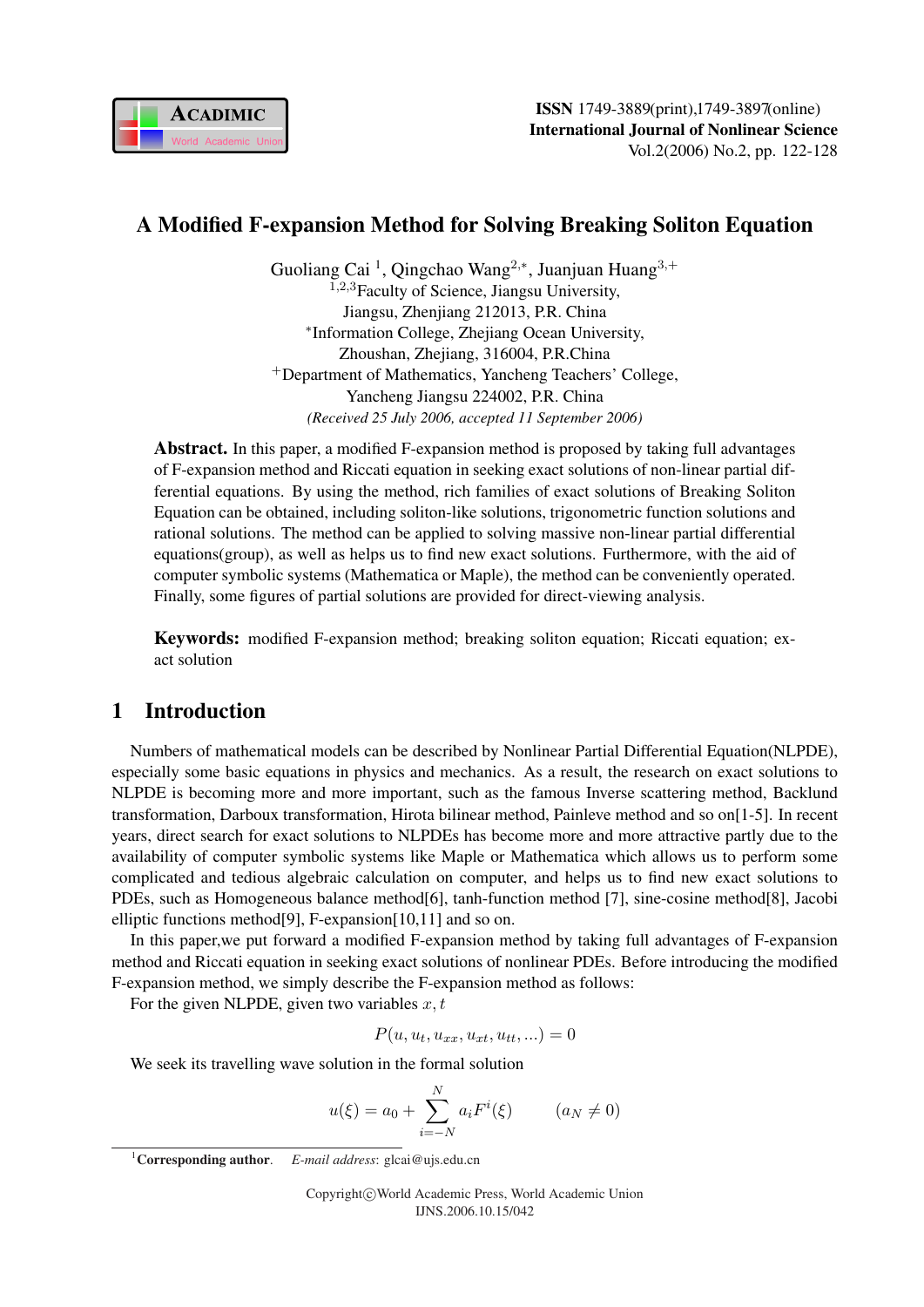# A Modified F-expansion Method for Solving Breaking Soliton Equation

Guoliang Cai [1], Qingchao Wang[2,*], Juanjuan Huang[3,+]

[1,2,3]Faculty of Science, Jiangsu University,
Jiangsu, Zhenjiang 212013, P.R. China

[*]Information College, Zhejiang Ocean University,
Zhoushan, Zhejiang, 316004, P.R.China

[+]Department of Mathematics, Yancheng Teachers' College,
Yancheng Jiangsu 224002, P.R. China

*(Received 25 July 2006, accepted 11 September 2006)*

**Abstract.** In this paper, a modified F-expansion method is proposed by taking full advantages of F-expansion method and Riccati equation in seeking exact solutions of non-linear partial differential equations. By using the method, rich families of exact solutions of Breaking Soliton Equation can be obtained, including soliton-like solutions, trigonometric function solutions and rational solutions. The method can be applied to solving massive non-linear partial differential equations(group), as well as helps us to find new exact solutions. Furthermore, with the aid of computer symbolic systems (Mathematica or Maple), the method can be conveniently operated. Finally, some figures of partial solutions are provided for direct-viewing analysis.

**Keywords:** modified F-expansion method; breaking soliton equation; Riccati equation; exact solution

## 1 Introduction

Numbers of mathematical models can be described by Nonlinear Partial Differential Equation(NLPDE), especially some basic equations in physics and mechanics. As a result, the research on exact solutions to NLPDE is becoming more and more important, such as the famous Inverse scattering method, Backlund transformation, Darboux transformation, Hirota bilinear method, Painleve method and so on[1-5]. In recent years, direct search for exact solutions to NLPDEs has become more and more attractive partly due to the availability of computer symbolic systems like Maple or Mathematica which allows us to perform some complicated and tedious algebraic calculation on computer, and helps us to find new exact solutions to PDEs, such as Homogeneous balance method[6], tanh-function method [7], sine-cosine method[8], Jacobi elliptic functions method[9], F-expansion[10,11] and so on.

In this paper,we put forward a modified F-expansion method by taking full advantages of F-expansion method and Riccati equation in seeking exact solutions of nonlinear PDEs. Before introducing the modified F-expansion method, we simply describe the F-expansion method as follows:

For the given NLPDE, given two variables $x, t$

$$P(u, u_t, u_{xx}, u_{xt}, u_{tt}, ...) = 0$$

We seek its travelling wave solution in the formal solution

$$u(\xi) = a_0 + \sum_{i=-N}^{N} a_i F^i(\xi) \qquad (a_N \neq 0)$$

[1]**Corresponding author**. *E-mail address*: glcai@ujs.edu.cn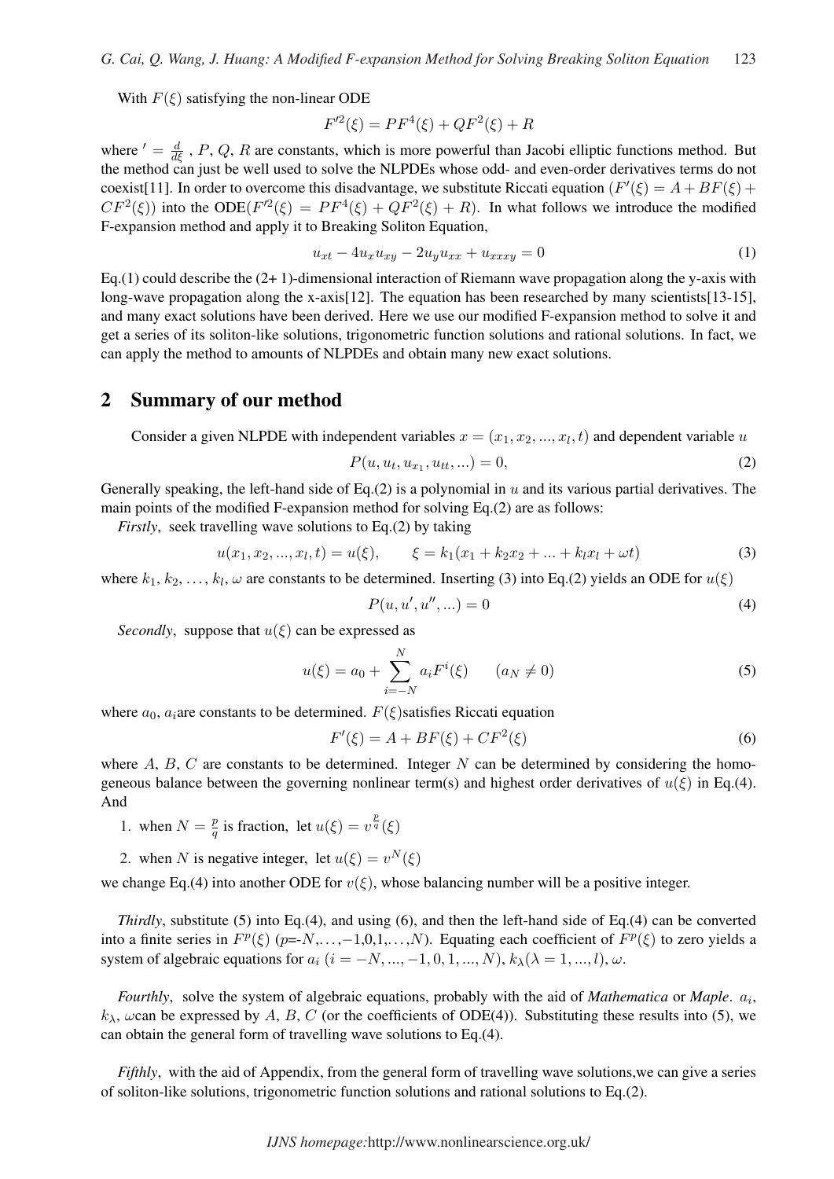With $F(\xi)$ satisfying the non-linear ODE

$$F'^2(\xi) = PF^4(\xi) + QF^2(\xi) + R$$

where $' = \frac{d}{d\xi}$ , $P$, $Q$, $R$ are constants, which is more powerful than Jacobi elliptic functions method. But the method can just be well used to solve the NLPDEs whose odd- and even-order derivatives terms do not coexist[11]. In order to overcome this disadvantage, we substitute Riccati equation ($F'(\xi) = A + BF(\xi) + CF^2(\xi)$) into the ODE($F'^2(\xi) = PF^4(\xi) + QF^2(\xi) + R$). In what follows we introduce the modified F-expansion method and apply it to Breaking Soliton Equation,

$$u_{xt} - 4u_x u_{xy} - 2u_y u_{xx} + u_{xxxy} = 0 \tag{1}$$

Eq.(1) could describe the (2+ 1)-dimensional interaction of Riemann wave propagation along the y-axis with long-wave propagation along the x-axis[12]. The equation has been researched by many scientists[13-15], and many exact solutions have been derived. Here we use our modified F-expansion method to solve it and get a series of its soliton-like solutions, trigonometric function solutions and rational solutions. In fact, we can apply the method to amounts of NLPDEs and obtain many new exact solutions.

## 2 Summary of our method

Consider a given NLPDE with independent variables $x = (x_1, x_2, ..., x_l, t)$ and dependent variable $u$

$$P(u, u_t, u_{x_1}, u_{tt}, ...) = 0, \tag{2}$$

Generally speaking, the left-hand side of Eq.(2) is a polynomial in $u$ and its various partial derivatives. The main points of the modified F-expansion method for solving Eq.(2) are as follows:

*Firstly*, seek travelling wave solutions to Eq.(2) by taking

$$u(x_1, x_2, ..., x_l, t) = u(\xi), \qquad \xi = k_1(x_1 + k_2 x_2 + ... + k_l x_l + \omega t) \tag{3}$$

where $k_1, k_2, \ldots, k_l, \omega$ are constants to be determined. Inserting (3) into Eq.(2) yields an ODE for $u(\xi)$

$$P(u, u', u'', ...) = 0 \tag{4}$$

*Secondly*, suppose that $u(\xi)$ can be expressed as

$$u(\xi) = a_0 + \sum_{i=-N}^{N} a_i F^i(\xi) \qquad (a_N \neq 0) \tag{5}$$

where $a_0$, $a_i$are constants to be determined. $F(\xi)$satisfies Riccati equation

$$F'(\xi) = A + BF(\xi) + CF^2(\xi) \tag{6}$$

where $A$, $B$, $C$ are constants to be determined. Integer $N$ can be determined by considering the homogeneous balance between the governing nonlinear term(s) and highest order derivatives of $u(\xi)$ in Eq.(4). And

1. when $N = \frac{p}{q}$ is fraction, let $u(\xi) = v^{\frac{p}{q}}(\xi)$
2. when $N$ is negative integer, let $u(\xi) = v^N(\xi)$

we change Eq.(4) into another ODE for $v(\xi)$, whose balancing number will be a positive integer.

*Thirdly*, substitute (5) into Eq.(4), and using (6), and then the left-hand side of Eq.(4) can be converted into a finite series in $F^p(\xi)$ ($p$=-$N$,...,−1,0,1,...,$N$). Equating each coefficient of $F^p(\xi)$ to zero yields a system of algebraic equations for $a_i$ $(i = -N, ..., -1, 0, 1, ..., N)$, $k_\lambda(\lambda = 1, ..., l)$, $\omega$.

*Fourthly*, solve the system of algebraic equations, probably with the aid of *Mathematica* or *Maple*. $a_i$, $k_\lambda$, $\omega$can be expressed by $A$, $B$, $C$ (or the coefficients of ODE(4)). Substituting these results into (5), we can obtain the general form of travelling wave solutions to Eq.(4).

*Fifthly*, with the aid of Appendix, from the general form of travelling wave solutions,we can give a series of soliton-like solutions, trigonometric function solutions and rational solutions to Eq.(2).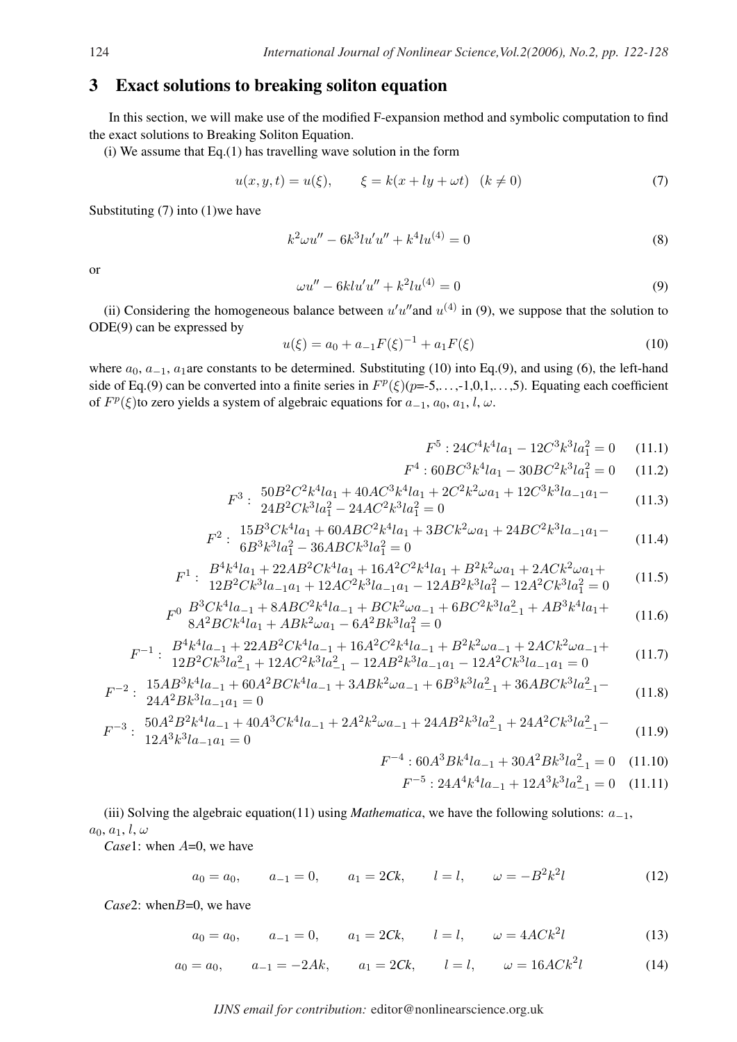## 3 Exact solutions to breaking soliton equation

In this section, we will make use of the modified F-expansion method and symbolic computation to find the exact solutions to Breaking Soliton Equation.

(i) We assume that Eq.(1) has travelling wave solution in the form

$$u(x,y,t)=u(\xi),\qquad \xi=k(x+ly+\omega t)\quad (k\neq 0) \tag{7}$$

Substituting (7) into (1)we have

$$k^2\omega u''-6k^3lu'u''+k^4lu^{(4)}=0 \tag{8}$$

or

$$\omega u''-6klu'u''+k^2lu^{(4)}=0 \tag{9}$$

(ii) Considering the homogeneous balance between $u'u''$and $u^{(4)}$ in (9), we suppose that the solution to ODE(9) can be expressed by

$$u(\xi)=a_0+a_{-1}F(\xi)^{-1}+a_1F(\xi) \tag{10}$$

where $a_0$, $a_{-1}$, $a_1$are constants to be determined. Substituting (10) into Eq.(9), and using (6), the left-hand side of Eq.(9) can be converted into a finite series in $F^p(\xi)$($p$=-5,...,-1,0,1,...,5). Equating each coefficient of $F^p(\xi)$to zero yields a system of algebraic equations for $a_{-1}$, $a_0$, $a_1$, $l$, $\omega$.

$$F^5: 24C^4k^4la_1-12C^3k^3la_1^2=0 \tag{11.1}$$

$$F^4: 60BC^3k^4la_1-30BC^2k^3la_1^2=0 \tag{11.2}$$

$$F^3:\ \begin{array}{l}50B^2C^2k^4la_1+40AC^3k^4la_1+2C^2k^2\omega a_1+12C^3k^3la_{-1}a_1-\\ 24B^2Ck^3la_1^2-24AC^2k^3la_1^2=0\end{array} \tag{11.3}$$

$$F^2:\ \begin{array}{l}15B^3Ck^4la_1+60ABC^2k^4la_1+3BCk^2\omega a_1+24BC^2k^3la_{-1}a_1-\\ 6B^3k^3la_1^2-36ABCk^3la_1^2=0\end{array} \tag{11.4}$$

$$F^1:\ \begin{array}{l}B^4k^4la_1+22AB^2Ck^4la_1+16A^2C^2k^4la_1+B^2k^2\omega a_1+2ACk^2\omega a_1+\\ 12B^2Ck^3la_{-1}a_1+12AC^2k^3la_{-1}a_1-12AB^2k^3la_1^2-12A^2Ck^3la_1^2=0\end{array} \tag{11.5}$$

$$F^0\ \begin{array}{l}B^3Ck^4la_{-1}+8ABC^2k^4la_{-1}+BCk^2\omega a_{-1}+6BC^2k^3la_{-1}^2+AB^3k^4la_1+\\ 8A^2BCk^4la_1+ABk^2\omega a_1-6A^2Bk^3la_1^2=0\end{array} \tag{11.6}$$

$$F^{-1}:\ \begin{array}{l}B^4k^4la_{-1}+22AB^2Ck^4la_{-1}+16A^2C^2k^4la_{-1}+B^2k^2\omega a_{-1}+2ACk^2\omega a_{-1}+\\ 12B^2Ck^3la_{-1}^2+12AC^2k^3la_{-1}^2-12AB^2k^3la_{-1}a_1-12A^2Ck^3la_{-1}a_1=0\end{array} \tag{11.7}$$

$$F^{-2}:\ \begin{array}{l}15AB^3k^4la_{-1}+60A^2BCk^4la_{-1}+3ABk^2\omega a_{-1}+6B^3k^3la_{-1}^2+36ABCk^3la_{-1}^2-\\ 24A^2Bk^3la_{-1}a_1=0\end{array} \tag{11.8}$$

$$F^{-3}:\ \begin{array}{l}50A^2B^2k^4la_{-1}+40A^3Ck^4la_{-1}+2A^2k^2\omega a_{-1}+24AB^2k^3la_{-1}^2+24A^2Ck^3la_{-1}^2-\\ 12A^3k^3la_{-1}a_1=0\end{array} \tag{11.9}$$

$$F^{-4}: 60A^3Bk^4la_{-1}+30A^2Bk^3la_{-1}^2=0 \tag{11.10}$$

$$F^{-5}: 24A^4k^4la_{-1}+12A^3k^3la_{-1}^2=0 \tag{11.11}$$

(iii) Solving the algebraic equation(11) using *Mathematica*, we have the following solutions: $a_{-1}$, $a_0$, $l$, $\omega$

*Case*1: when $A$=0, we have

$$a_0=a_0,\qquad a_{-1}=0,\qquad a_1=2Ck,\qquad l=l,\qquad \omega=-B^2k^2l \tag{12}$$

*Case*2: when$B$=0, we have

$$a_0=a_0,\qquad a_{-1}=0,\qquad a_1=2Ck,\qquad l=l,\qquad \omega=4ACk^2l \tag{13}$$

$$a_0=a_0,\qquad a_{-1}=-2Ak,\qquad a_1=2Ck,\qquad l=l,\qquad \omega=16ACk^2l \tag{14}$$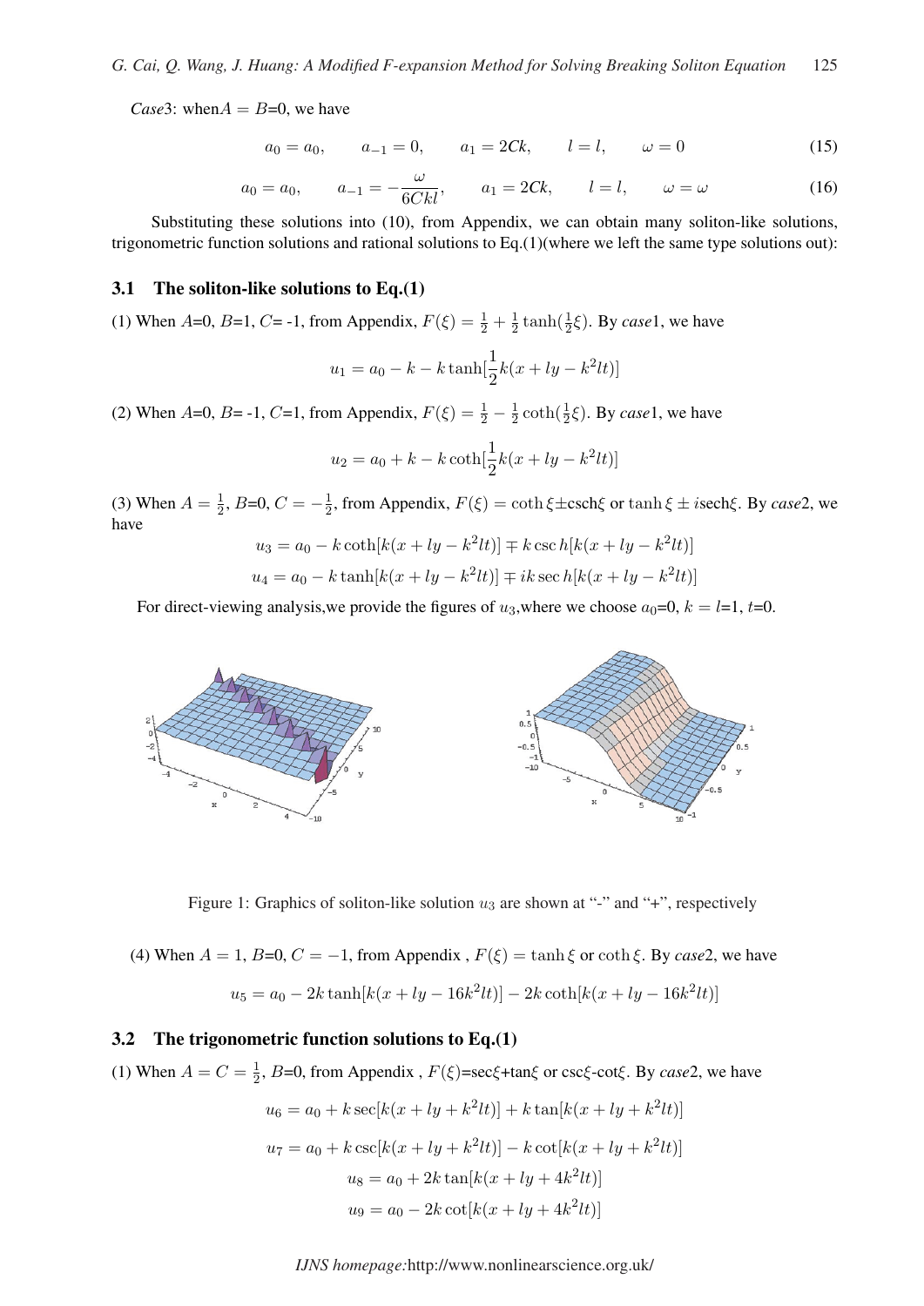*Case*3: when $A = B$=0, we have

$$a_0 = a_0, \qquad a_{-1} = 0, \qquad a_1 = 2Ck, \qquad l = l, \qquad \omega = 0 \tag{15}$$

$$a_0 = a_0, \qquad a_{-1} = -\frac{\omega}{6Ckl}, \qquad a_1 = 2Ck, \qquad l = l, \qquad \omega = \omega \tag{16}$$

Substituting these solutions into (10), from Appendix, we can obtain many soliton-like solutions, trigonometric function solutions and rational solutions to Eq.(1)(where we left the same type solutions out):

### 3.1 The soliton-like solutions to Eq.(1)

(1) When $A$=0, $B$=1, $C$= -1, from Appendix, $F(\xi) = \frac{1}{2} + \frac{1}{2}\tanh(\frac{1}{2}\xi)$. By *case*1, we have

$$u_1 = a_0 - k - k\tanh[\frac{1}{2}k(x + ly - k^2lt)]$$

(2) When $A$=0, $B$= -1, $C$=1, from Appendix, $F(\xi) = \frac{1}{2} - \frac{1}{2}\coth(\frac{1}{2}\xi)$. By *case*1, we have

$$u_2 = a_0 + k - k\coth[\frac{1}{2}k(x + ly - k^2lt)]$$

(3) When $A = \frac{1}{2}$, $B$=0, $C = -\frac{1}{2}$, from Appendix, $F(\xi) = \coth\xi \pm \text{csch}\xi$ or $\tanh\xi \pm i\text{sech}\xi$. By *case*2, we have

$$u_3 = a_0 - k\coth[k(x + ly - k^2lt)] \mp k\,\text{csc}\,h[k(x + ly - k^2lt)]$$

$$u_4 = a_0 - k\tanh[k(x + ly - k^2lt)] \mp ik\,\text{sec}\,h[k(x + ly - k^2lt)]$$

For direct-viewing analysis,we provide the figures of $u_3$,where we choose $a_0$=0, $k = l$=1, $t$=0.

Figure 1: Graphics of soliton-like solution $u_3$ are shown at "-" and "+", respectively

(4) When $A = 1$, $B$=0, $C = -1$, from Appendix , $F(\xi) = \tanh\xi$ or $\coth\xi$. By *case*2, we have

$$u_5 = a_0 - 2k\tanh[k(x + ly - 16k^2lt)] - 2k\coth[k(x + ly - 16k^2lt)]$$

### 3.2 The trigonometric function solutions to Eq.(1)

(1) When $A = C = \frac{1}{2}$, $B$=0, from Appendix , $F(\xi)$=sec$\xi$+tan$\xi$ or csc$\xi$-cot$\xi$. By *case*2, we have

$$u_6 = a_0 + k\sec[k(x + ly + k^2lt)] + k\tan[k(x + ly + k^2lt)]$$

$$u_7 = a_0 + k\csc[k(x + ly + k^2lt)] - k\cot[k(x + ly + k^2lt)]$$

$$u_8 = a_0 + 2k\tan[k(x + ly + 4k^2lt)]$$

$$u_9 = a_0 - 2k\cot[k(x + ly + 4k^2lt)]$$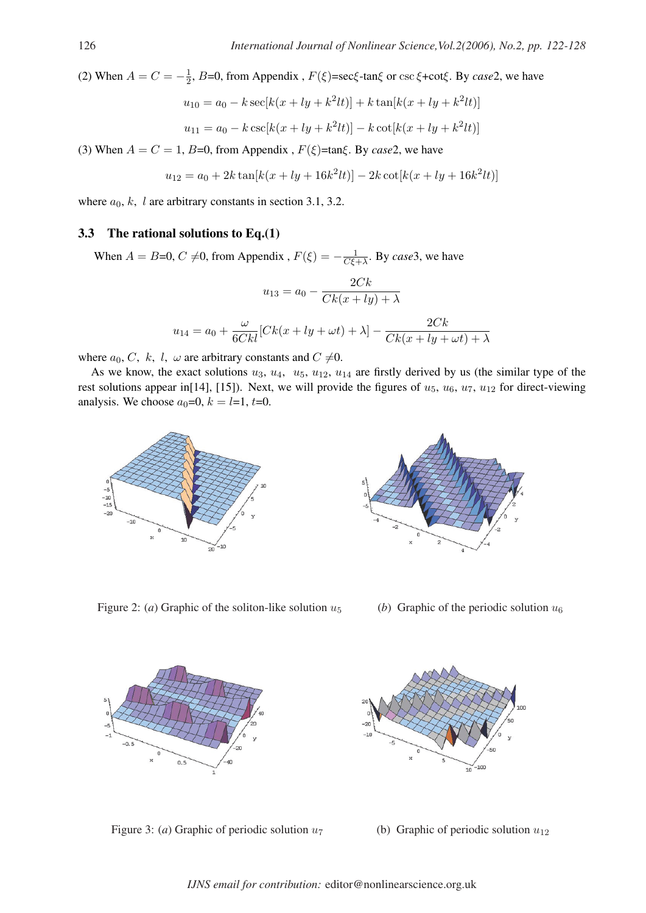(2) When $A = C = -\frac{1}{2}$, $B$=0, from Appendix , $F(\xi)$=sec$\xi$-tan$\xi$ or csc $\xi$+cot$\xi$. By *case*2, we have

$$u_{10} = a_0 - k\sec[k(x + ly + k^2lt)] + k\tan[k(x + ly + k^2lt)]$$

$$u_{11} = a_0 - k\csc[k(x + ly + k^2lt)] - k\cot[k(x + ly + k^2lt)]$$

(3) When $A = C = 1$, $B$=0, from Appendix , $F(\xi)$=tan$\xi$. By *case*2, we have

$$u_{12} = a_0 + 2k\tan[k(x + ly + 16k^2lt)] - 2k\cot[k(x + ly + 16k^2lt)]$$

where $a_0$, $k$, $l$ are arbitrary constants in section 3.1, 3.2.

### 3.3 The rational solutions to Eq.(1)

When $A = B$=0, $C \neq$0, from Appendix , $F(\xi) = -\frac{1}{C\xi+\lambda}$. By *case*3, we have

$$u_{13} = a_0 - \frac{2Ck}{Ck(x + ly) + \lambda}$$

$$u_{14} = a_0 + \frac{\omega}{6Ckl}[Ck(x + ly + \omega t) + \lambda] - \frac{2Ck}{Ck(x + ly + \omega t) + \lambda}$$

where $a_0$, $C$, $k$, $l$, $\omega$ are arbitrary constants and $C \neq$0.

As we know, the exact solutions $u_3$, $u_4$, $u_5$, $u_{12}$, $u_{14}$ are firstly derived by us (the similar type of the rest solutions appear in[14], [15]). Next, we will provide the figures of $u_5$, $u_6$, $u_7$, $u_{12}$ for direct-viewing analysis. We choose $a_0$=0, $k = l$=1, $t$=0.

Figure 2: (*a*) Graphic of the soliton-like solution $u_5$ (*b*) Graphic of the periodic solution $u_6$

Figure 3: (*a*) Graphic of periodic solution $u_7$ (b) Graphic of periodic solution $u_{12}$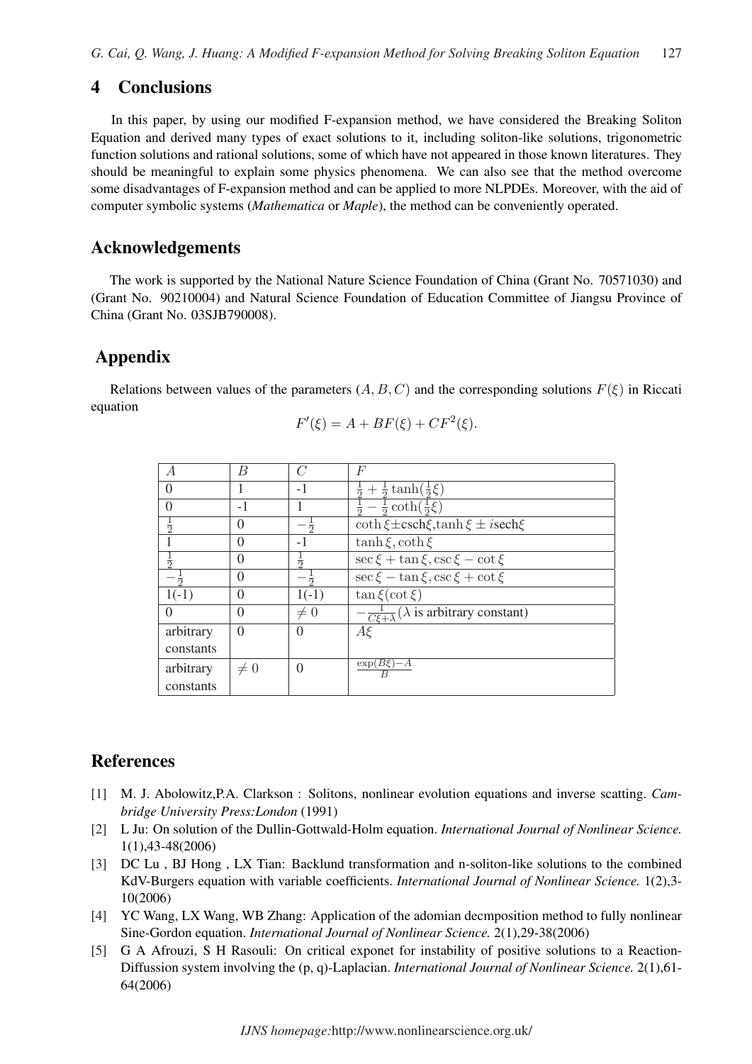## 4 Conclusions

In this paper, by using our modified F-expansion method, we have considered the Breaking Soliton Equation and derived many types of exact solutions to it, including soliton-like solutions, trigonometric function solutions and rational solutions, some of which have not appeared in those known literatures. They should be meaningful to explain some physics phenomena. We can also see that the method overcome some disadvantages of F-expansion method and can be applied to more NLPDEs. Moreover, with the aid of computer symbolic systems (*Mathematica* or *Maple*), the method can be conveniently operated.

## Acknowledgements

The work is supported by the National Nature Science Foundation of China (Grant No. 70571030) and (Grant No. 90210004) and Natural Science Foundation of Education Committee of Jiangsu Province of China (Grant No. 03SJB790008).

## Appendix

Relations between values of the parameters $(A, B, C)$ and the corresponding solutions $F(\xi)$ in Riccati equation

$$F'(\xi) = A + BF(\xi) + CF^2(\xi).$$

| $A$ | $B$ | $C$ | $F$ |
|---|---|---|---|
| 0 | 1 | -1 | $\frac{1}{2} + \frac{1}{2}\tanh(\frac{1}{2}\xi)$ |
| 0 | -1 | 1 | $\frac{1}{2} - \frac{1}{2}\coth(\frac{1}{2}\xi)$ |
| $\frac{1}{2}$ | 0 | $-\frac{1}{2}$ | $\coth\xi \pm \text{csch}\xi, \tanh\xi \pm i\text{sech}\xi$ |
| 1 | 0 | -1 | $\tanh\xi, \coth\xi$ |
| $\frac{1}{2}$ | 0 | $\frac{1}{2}$ | $\sec\xi + \tan\xi, \csc\xi - \cot\xi$ |
| $-\frac{1}{2}$ | 0 | $-\frac{1}{2}$ | $\sec\xi - \tan\xi, \csc\xi + \cot\xi$ |
| 1(-1) | 0 | 1(-1) | $\tan\xi(\cot\xi)$ |
| 0 | 0 | $\neq 0$ | $-\frac{1}{C\xi+\lambda}$ ($\lambda$ is arbitrary constant) |
| arbitrary constants | 0 | 0 | $A\xi$ |
| arbitrary constants | $\neq 0$ | 0 | $\frac{\exp(B\xi)-A}{B}$ |

## References

[1] M. J. Abolowitz,P.A. Clarkson : Solitons, nonlinear evolution equations and inverse scatting. *Cambridge University Press:London* (1991)

[2] L Ju: On solution of the Dullin-Gottwald-Holm equation. *International Journal of Nonlinear Science.* 1(1),43-48(2006)

[3] DC Lu , BJ Hong , LX Tian: Backlund transformation and n-soliton-like solutions to the combined KdV-Burgers equation with variable coefficients. *International Journal of Nonlinear Science.* 1(2),3-10(2006)

[4] YC Wang, LX Wang, WB Zhang: Application of the adomian decmposition method to fully nonlinear Sine-Gordon equation. *International Journal of Nonlinear Science.* 2(1),29-38(2006)

[5] G A Afrouzi, S H Rasouli: On critical exponet for instability of positive solutions to a Reaction-Diffussion system involving the (p, q)-Laplacian. *International Journal of Nonlinear Science.* 2(1),61-64(2006)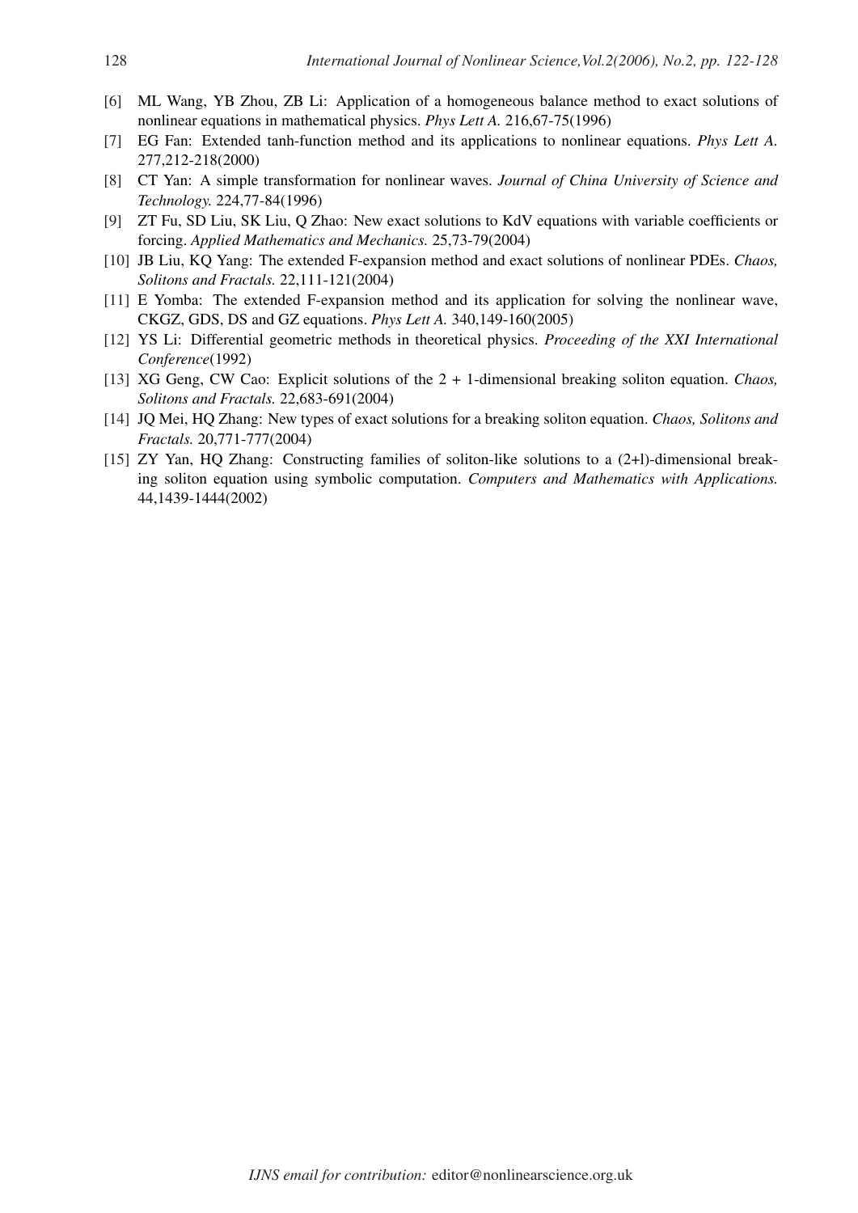[6] ML Wang, YB Zhou, ZB Li: Application of a homogeneous balance method to exact solutions of nonlinear equations in mathematical physics. *Phys Lett A.* 216,67-75(1996)

[7] EG Fan: Extended tanh-function method and its applications to nonlinear equations. *Phys Lett A.* 277,212-218(2000)

[8] CT Yan: A simple transformation for nonlinear waves. *Journal of China University of Science and Technology.* 224,77-84(1996)

[9] ZT Fu, SD Liu, SK Liu, Q Zhao: New exact solutions to KdV equations with variable coefficients or forcing. *Applied Mathematics and Mechanics.* 25,73-79(2004)

[10] JB Liu, KQ Yang: The extended F-expansion method and exact solutions of nonlinear PDEs. *Chaos, Solitons and Fractals.* 22,111-121(2004)

[11] E Yomba: The extended F-expansion method and its application for solving the nonlinear wave, CKGZ, GDS, DS and GZ equations. *Phys Lett A.* 340,149-160(2005)

[12] YS Li: Differential geometric methods in theoretical physics. *Proceeding of the XXI International Conference*(1992)

[13] XG Geng, CW Cao: Explicit solutions of the 2 + 1-dimensional breaking soliton equation. *Chaos, Solitons and Fractals.* 22,683-691(2004)

[14] JQ Mei, HQ Zhang: New types of exact solutions for a breaking soliton equation. *Chaos, Solitons and Fractals.* 20,771-777(2004)

[15] ZY Yan, HQ Zhang: Constructing families of soliton-like solutions to a (2+l)-dimensional breaking soliton equation using symbolic computation. *Computers and Mathematics with Applications.* 44,1439-1444(2002)